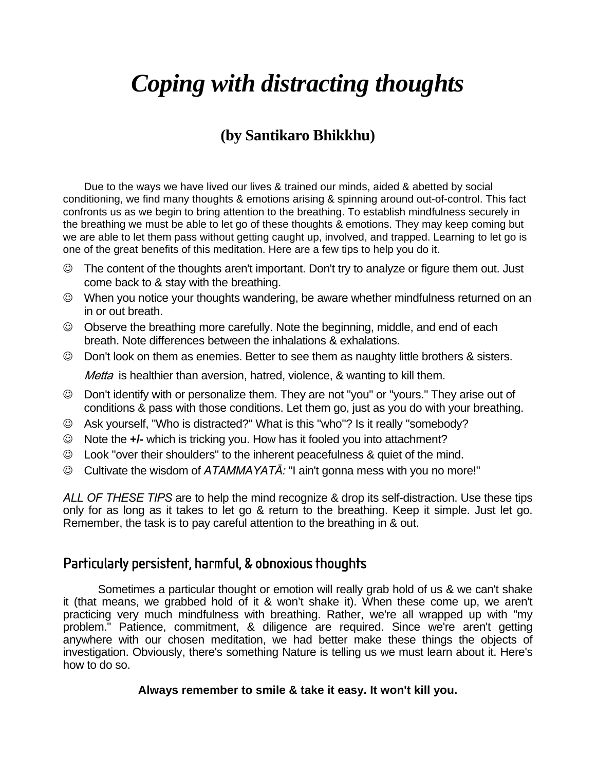# *Coping with distracting thoughts*

## (by Santikaro Bhikkhu)

Due to the ways we have lived our lives & trained our minds, aided & abetted by social conditioning, we find many thoughts & emotions arising & spinning around out-of-control. This fact confronts us as we begin to bring attention to the breathing. To establish mindfulness securely in the breathing we must be able to let go of these thoughts & emotions. They may keep coming but we are able to let them pass without getting caught up, involved, and trapped. Learning to let go is one of the great benefits of this meditation. Here are a few tips to help you do it.

- ☺ The content of the thoughts aren't important. Don't try to analyze or figure them out. Just come back to & stay with the breathing.
- ☺ When you notice your thoughts wandering, be aware whether mindfulness returned on an in or out breath.
- ☺ Observe the breathing more carefully. Note the beginning, middle, and end of each breath. Note differences between the inhalations & exhalations.
- ☺ Don't look on them as enemies. Better to see them as naughty little brothers & sisters.

  *Metta* is healthier than aversion, hatred, violence, & wanting to kill them.
- ☺ Don't identify with or personalize them. They are not "you" or "yours." They arise out of conditions & pass with those conditions. Let them go, just as you do with your breathing.
- ☺ Ask yourself, "Who is distracted?" What is this "who"? Is it really "somebody?
- ☺ Note the **+/-** which is tricking you. How has it fooled you into attachment?
- ☺ Look "over their shoulders" to the inherent peacefulness & quiet of the mind.
- ☺ Cultivate the wisdom of *ATAMMAYATĀ:* "I ain't gonna mess with you no more!"

*ALL OF THESE TIPS* are to help the mind recognize & drop its self-distraction. Use these tips only for as long as it takes to let go & return to the breathing. Keep it simple. Just let go. Remember, the task is to pay careful attention to the breathing in & out.

### Particularly persistent, harmful, & obnoxious thoughts

Sometimes a particular thought or emotion will really grab hold of us & we can't shake it (that means, we grabbed hold of it & won't shake it). When these come up, we aren't practicing very much mindfulness with breathing. Rather, we're all wrapped up with "my problem." Patience, commitment, & diligence are required. Since we're aren't getting anywhere with our chosen meditation, we had better make these things the objects of investigation. Obviously, there's something Nature is telling us we must learn about it. Here's how to do so.

**Always remember to smile & take it easy. It won't kill you.**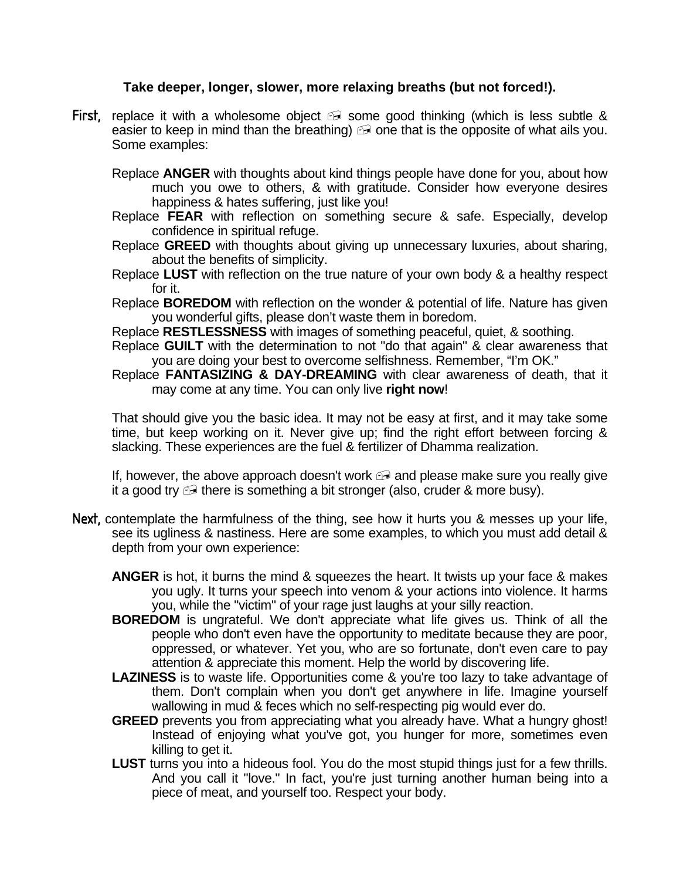**Take deeper, longer, slower, more relaxing breaths (but not forced!).**

**First,** replace it with a wholesome object — some good thinking (which is less subtle & easier to keep in mind than the breathing) — one that is the opposite of what ails you. Some examples:

Replace **ANGER** with thoughts about kind things people have done for you, about how much you owe to others, & with gratitude. Consider how everyone desires happiness & hates suffering, just like you!

Replace **FEAR** with reflection on something secure & safe. Especially, develop confidence in spiritual refuge.

Replace **GREED** with thoughts about giving up unnecessary luxuries, about sharing, about the benefits of simplicity.

Replace **LUST** with reflection on the true nature of your own body & a healthy respect for it.

Replace **BOREDOM** with reflection on the wonder & potential of life. Nature has given you wonderful gifts, please don't waste them in boredom.

Replace **RESTLESSNESS** with images of something peaceful, quiet, & soothing.

Replace **GUILT** with the determination to not "do that again" & clear awareness that you are doing your best to overcome selfishness. Remember, "I'm OK."

Replace **FANTASIZING & DAY-DREAMING** with clear awareness of death, that it may come at any time. You can only live **right now**!

That should give you the basic idea. It may not be easy at first, and it may take some time, but keep working on it. Never give up; find the right effort between forcing & slacking. These experiences are the fuel & fertilizer of Dhamma realization.

If, however, the above approach doesn't work — and please make sure you really give it a good try — there is something a bit stronger (also, cruder & more busy).

**Next,** contemplate the harmfulness of the thing, see how it hurts you & messes up your life, see its ugliness & nastiness. Here are some examples, to which you must add detail & depth from your own experience:

**ANGER** is hot, it burns the mind & squeezes the heart. It twists up your face & makes you ugly. It turns your speech into venom & your actions into violence. It harms you, while the "victim" of your rage just laughs at your silly reaction.

**BOREDOM** is ungrateful. We don't appreciate what life gives us. Think of all the people who don't even have the opportunity to meditate because they are poor, oppressed, or whatever. Yet you, who are so fortunate, don't even care to pay attention & appreciate this moment. Help the world by discovering life.

**LAZINESS** is to waste life. Opportunities come & you're too lazy to take advantage of them. Don't complain when you don't get anywhere in life. Imagine yourself wallowing in mud & feces which no self-respecting pig would ever do.

**GREED** prevents you from appreciating what you already have. What a hungry ghost! Instead of enjoying what you've got, you hunger for more, sometimes even killing to get it.

**LUST** turns you into a hideous fool. You do the most stupid things just for a few thrills. And you call it "love." In fact, you're just turning another human being into a piece of meat, and yourself too. Respect your body.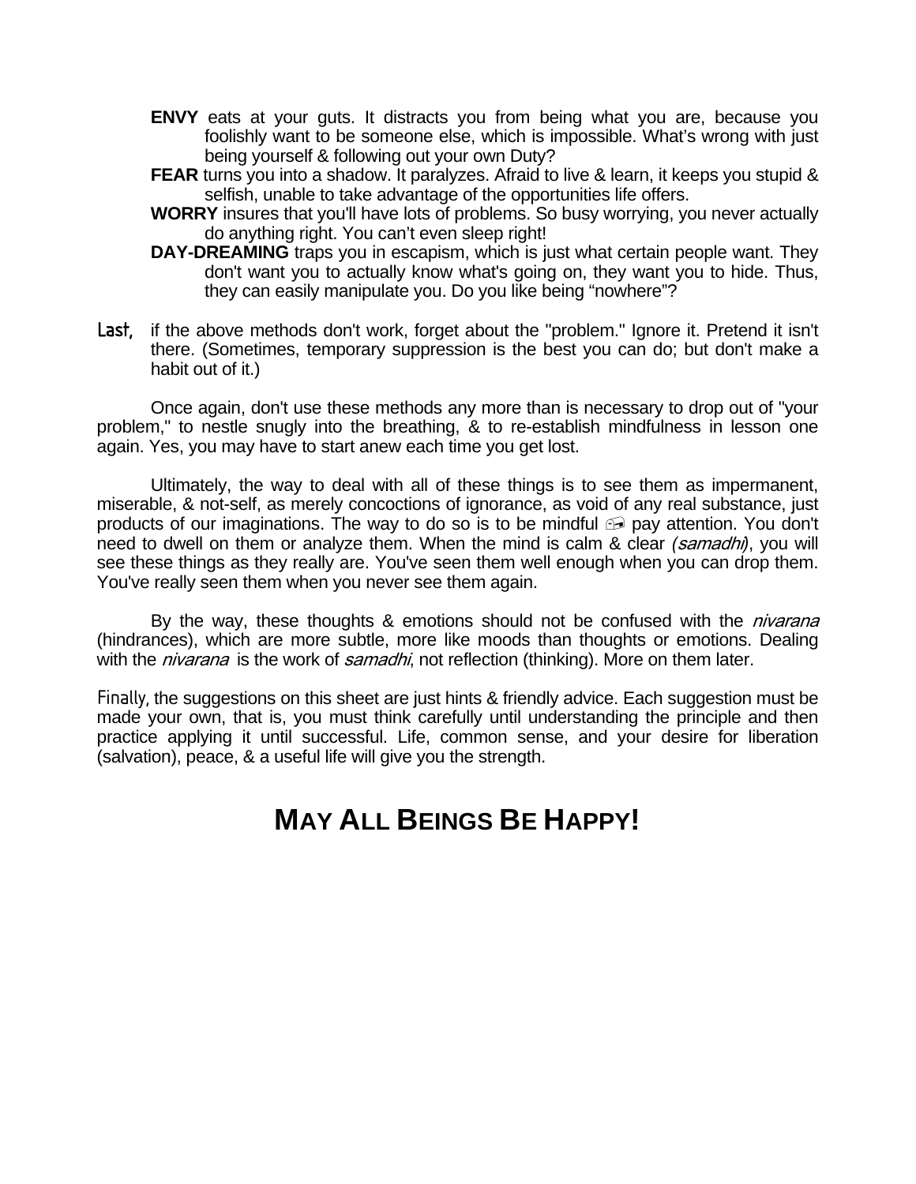**ENVY** eats at your guts. It distracts you from being what you are, because you foolishly want to be someone else, which is impossible. What's wrong with just being yourself & following out your own Duty?

**FEAR** turns you into a shadow. It paralyzes. Afraid to live & learn, it keeps you stupid & selfish, unable to take advantage of the opportunities life offers.

**WORRY** insures that you'll have lots of problems. So busy worrying, you never actually do anything right. You can't even sleep right!

**DAY-DREAMING** traps you in escapism, which is just what certain people want. They don't want you to actually know what's going on, they want you to hide. Thus, they can easily manipulate you. Do you like being "nowhere"?

**Last,** if the above methods don't work, forget about the "problem." Ignore it. Pretend it isn't there. (Sometimes, temporary suppression is the best you can do; but don't make a habit out of it.)

Once again, don't use these methods any more than is necessary to drop out of "your problem," to nestle snugly into the breathing, & to re-establish mindfulness in lesson one again. Yes, you may have to start anew each time you get lost.

Ultimately, the way to deal with all of these things is to see them as impermanent, miserable, & not-self, as merely concoctions of ignorance, as void of any real substance, just products of our imaginations. The way to do so is to be mindful & pay attention. You don't need to dwell on them or analyze them. When the mind is calm & clear (*samadhi*), you will see these things as they really are. You've seen them well enough when you can drop them. You've really seen them when you never see them again.

By the way, these thoughts & emotions should not be confused with the *nivarana* (hindrances), which are more subtle, more like moods than thoughts or emotions. Dealing with the *nivarana* is the work of *samadhi*, not reflection (thinking). More on them later.

**Finally,** the suggestions on this sheet are just hints & friendly advice. Each suggestion must be made your own, that is, you must think carefully until understanding the principle and then practice applying it until successful. Life, common sense, and your desire for liberation (salvation), peace, & a useful life will give you the strength.

# MAY ALL BEINGS BE HAPPY!